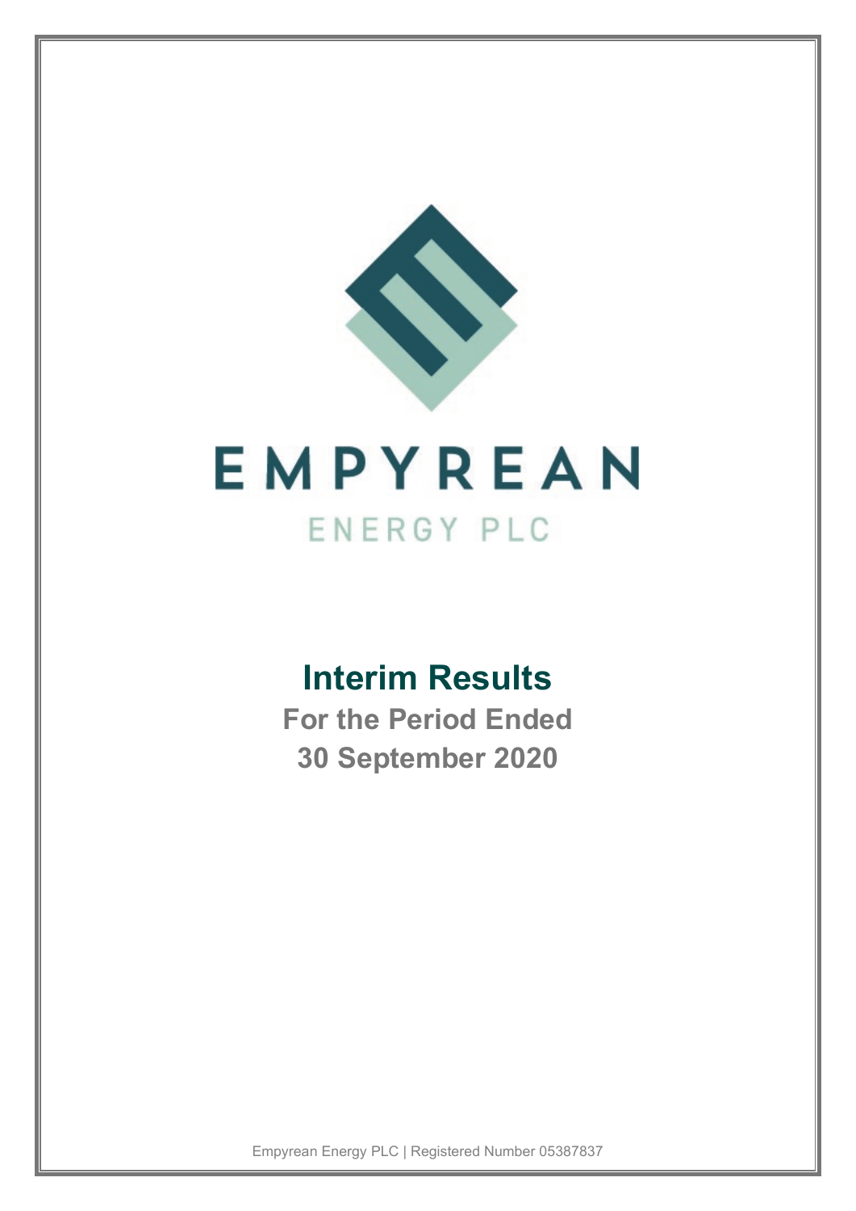# EMPYREAN

ENERGY PLC

## Interim Results

**For the Period Ended**
**30 September 2020**

Empyrean Energy PLC | Registered Number 05387837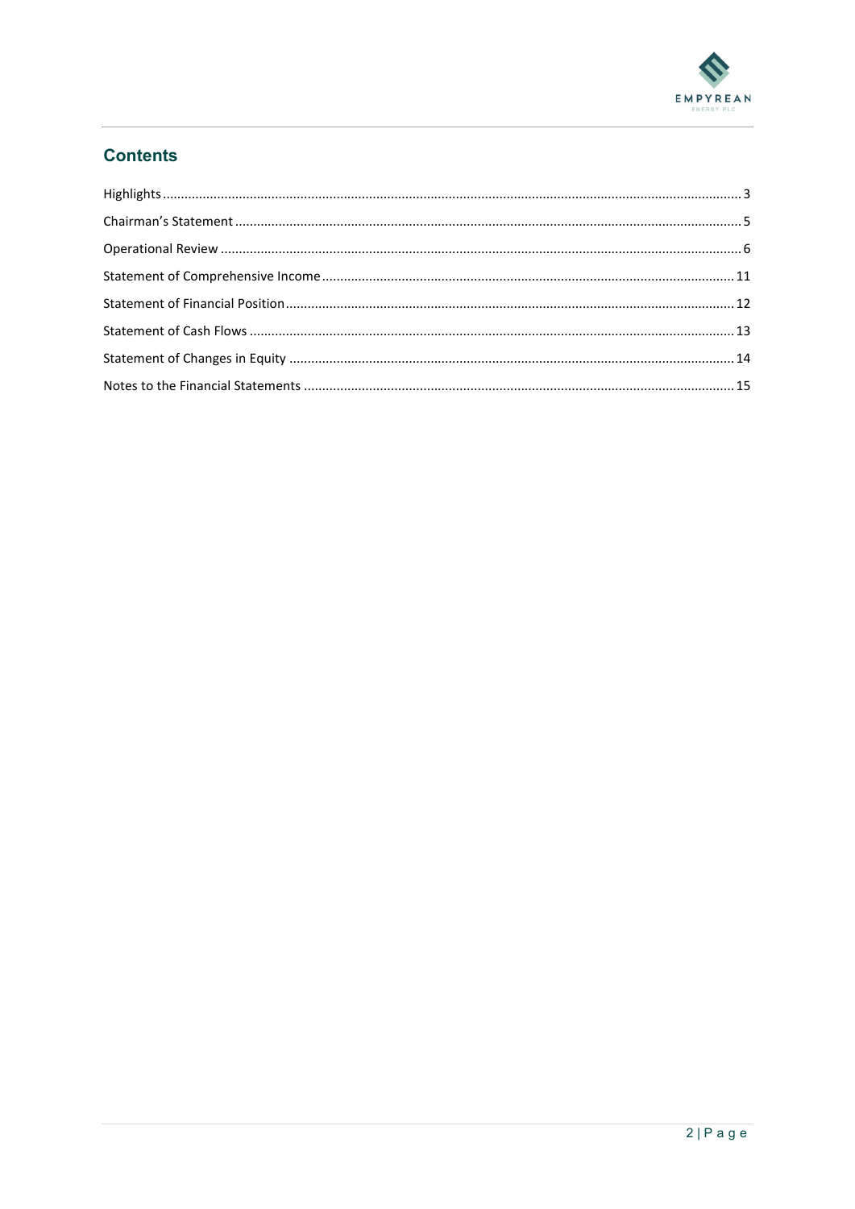## Contents

- Highlights ... 3
- Chairman's Statement ... 5
- Operational Review ... 6
- Statement of Comprehensive Income ... 11
- Statement of Financial Position ... 12
- Statement of Cash Flows ... 13
- Statement of Changes in Equity ... 14
- Notes to the Financial Statements ... 15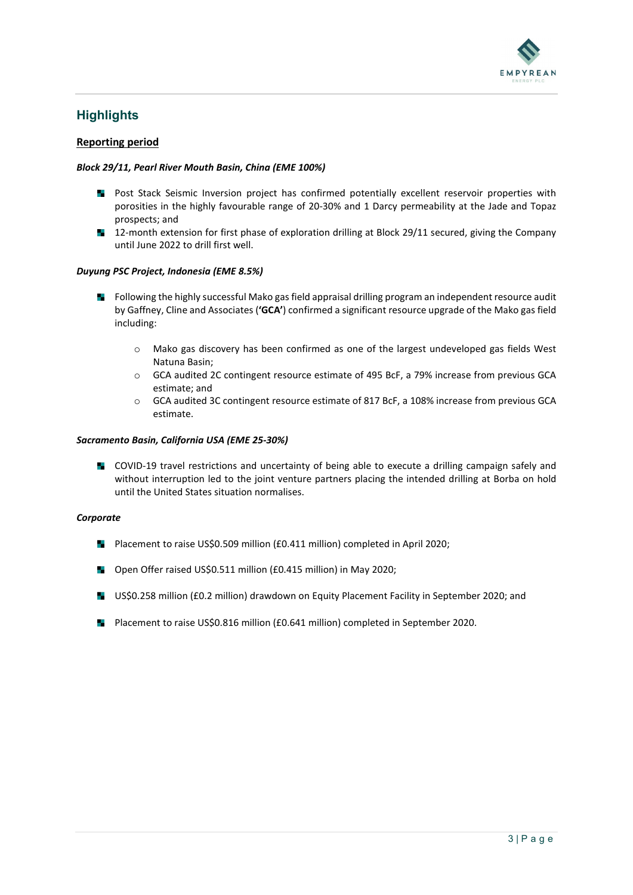## Highlights

### Reporting period

***Block 29/11, Pearl River Mouth Basin, China (EME 100%)***

- Post Stack Seismic Inversion project has confirmed potentially excellent reservoir properties with porosities in the highly favourable range of 20-30% and 1 Darcy permeability at the Jade and Topaz prospects; and
- 12-month extension for first phase of exploration drilling at Block 29/11 secured, giving the Company until June 2022 to drill first well.

***Duyung PSC Project, Indonesia (EME 8.5%)***

- Following the highly successful Mako gas field appraisal drilling program an independent resource audit by Gaffney, Cline and Associates (**'GCA'**) confirmed a significant resource upgrade of the Mako gas field including:
  - Mako gas discovery has been confirmed as one of the largest undeveloped gas fields West Natuna Basin;
  - GCA audited 2C contingent resource estimate of 495 BcF, a 79% increase from previous GCA estimate; and
  - GCA audited 3C contingent resource estimate of 817 BcF, a 108% increase from previous GCA estimate.

***Sacramento Basin, California USA (EME 25-30%)***

- COVID-19 travel restrictions and uncertainty of being able to execute a drilling campaign safely and without interruption led to the joint venture partners placing the intended drilling at Borba on hold until the United States situation normalises.

***Corporate***

- Placement to raise US$0.509 million (£0.411 million) completed in April 2020;
- Open Offer raised US$0.511 million (£0.415 million) in May 2020;
- US$0.258 million (£0.2 million) drawdown on Equity Placement Facility in September 2020; and
- Placement to raise US$0.816 million (£0.641 million) completed in September 2020.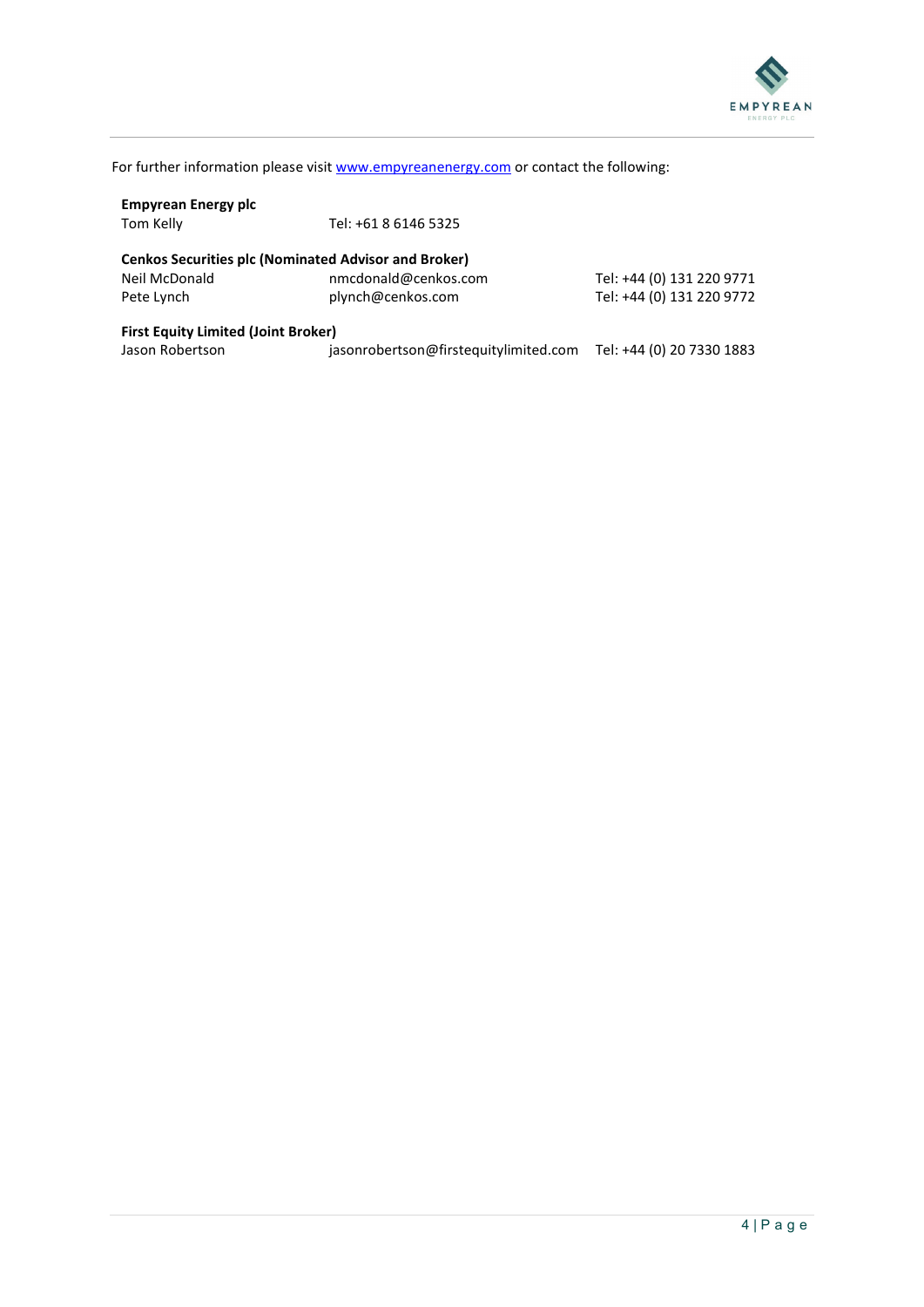For further information please visit [www.empyreanenergy.com](http://www.empyreanenergy.com) or contact the following:

**Empyrean Energy plc**

| | | |
|---|---|---|
| Tom Kelly | Tel: +61 8 6146 5325 | |

**Cenkos Securities plc (Nominated Advisor and Broker)**

| | | |
|---|---|---|
| Neil McDonald | nmcdonald@cenkos.com | Tel: +44 (0) 131 220 9771 |
| Pete Lynch | plynch@cenkos.com | Tel: +44 (0) 131 220 9772 |

**First Equity Limited (Joint Broker)**

| | | |
|---|---|---|
| Jason Robertson | jasonrobertson@firstequitylimited.com | Tel: +44 (0) 20 7330 1883 |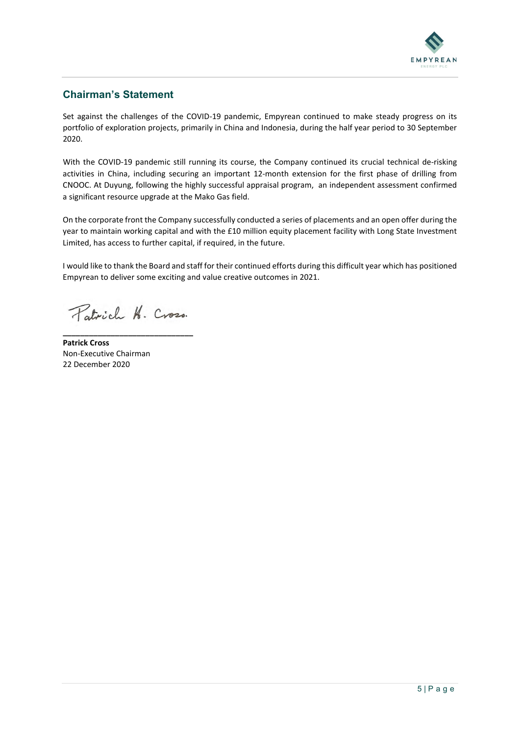## Chairman's Statement

Set against the challenges of the COVID-19 pandemic, Empyrean continued to make steady progress on its portfolio of exploration projects, primarily in China and Indonesia, during the half year period to 30 September 2020.

With the COVID-19 pandemic still running its course, the Company continued its crucial technical de-risking activities in China, including securing an important 12-month extension for the first phase of drilling from CNOOC. At Duyung, following the highly successful appraisal program, an independent assessment confirmed a significant resource upgrade at the Mako Gas field.

On the corporate front the Company successfully conducted a series of placements and an open offer during the year to maintain working capital and with the £10 million equity placement facility with Long State Investment Limited, has access to further capital, if required, in the future.

I would like to thank the Board and staff for their continued efforts during this difficult year which has positioned Empyrean to deliver some exciting and value creative outcomes in 2021.

**Patrick Cross**
Non-Executive Chairman
22 December 2020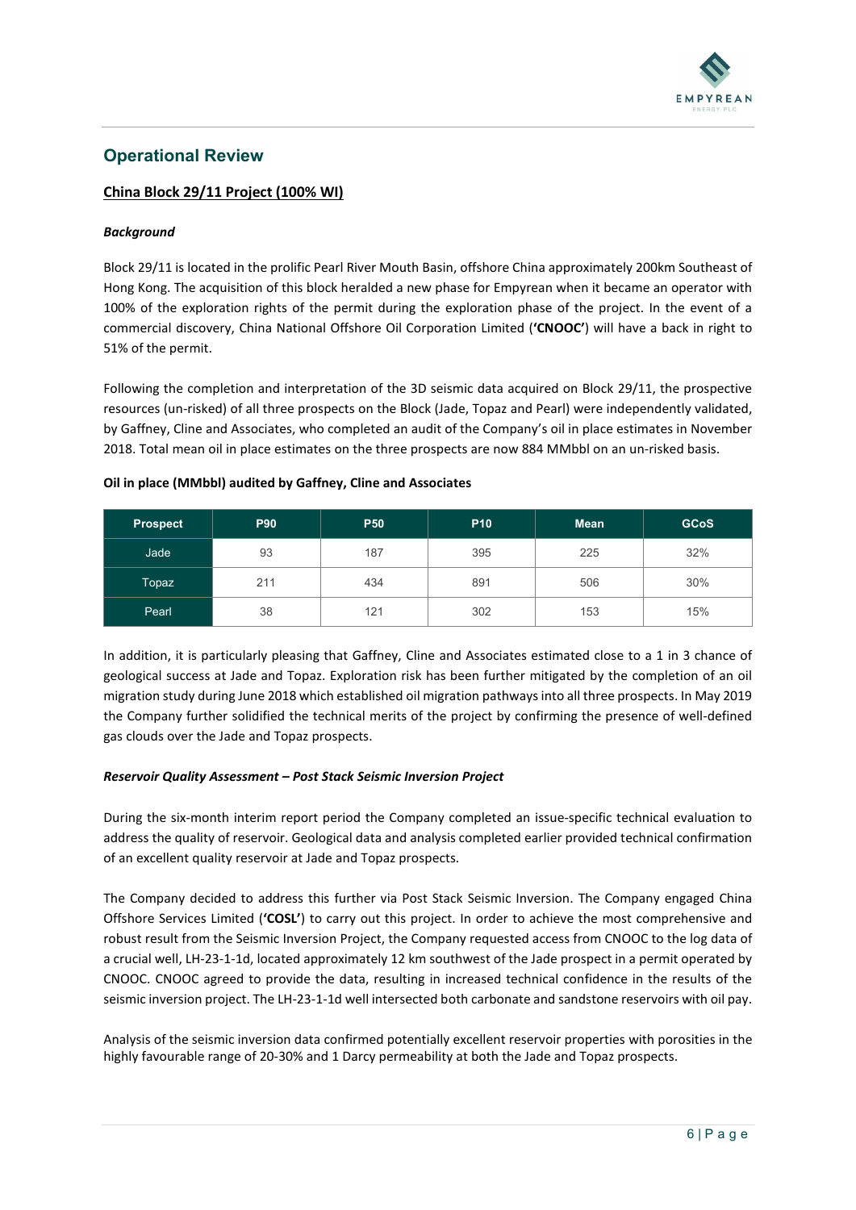## Operational Review

### China Block 29/11 Project (100% WI)

***Background***

Block 29/11 is located in the prolific Pearl River Mouth Basin, offshore China approximately 200km Southeast of Hong Kong. The acquisition of this block heralded a new phase for Empyrean when it became an operator with 100% of the exploration rights of the permit during the exploration phase of the project. In the event of a commercial discovery, China National Offshore Oil Corporation Limited (**'CNOOC'**) will have a back in right to 51% of the permit.

Following the completion and interpretation of the 3D seismic data acquired on Block 29/11, the prospective resources (un-risked) of all three prospects on the Block (Jade, Topaz and Pearl) were independently validated, by Gaffney, Cline and Associates, who completed an audit of the Company's oil in place estimates in November 2018. Total mean oil in place estimates on the three prospects are now 884 MMbbl on an un-risked basis.

**Oil in place (MMbbl) audited by Gaffney, Cline and Associates**

| Prospect | P90 | P50 | P10 | Mean | GCoS |
|---|---|---|---|---|---|
| Jade | 93 | 187 | 395 | 225 | 32% |
| Topaz | 211 | 434 | 891 | 506 | 30% |
| Pearl | 38 | 121 | 302 | 153 | 15% |

In addition, it is particularly pleasing that Gaffney, Cline and Associates estimated close to a 1 in 3 chance of geological success at Jade and Topaz. Exploration risk has been further mitigated by the completion of an oil migration study during June 2018 which established oil migration pathways into all three prospects. In May 2019 the Company further solidified the technical merits of the project by confirming the presence of well-defined gas clouds over the Jade and Topaz prospects.

***Reservoir Quality Assessment – Post Stack Seismic Inversion Project***

During the six-month interim report period the Company completed an issue-specific technical evaluation to address the quality of reservoir. Geological data and analysis completed earlier provided technical confirmation of an excellent quality reservoir at Jade and Topaz prospects.

The Company decided to address this further via Post Stack Seismic Inversion. The Company engaged China Offshore Services Limited (**'COSL'**) to carry out this project. In order to achieve the most comprehensive and robust result from the Seismic Inversion Project, the Company requested access from CNOOC to the log data of a crucial well, LH-23-1-1d, located approximately 12 km southwest of the Jade prospect in a permit operated by CNOOC. CNOOC agreed to provide the data, resulting in increased technical confidence in the results of the seismic inversion project. The LH-23-1-1d well intersected both carbonate and sandstone reservoirs with oil pay.

Analysis of the seismic inversion data confirmed potentially excellent reservoir properties with porosities in the highly favourable range of 20-30% and 1 Darcy permeability at both the Jade and Topaz prospects.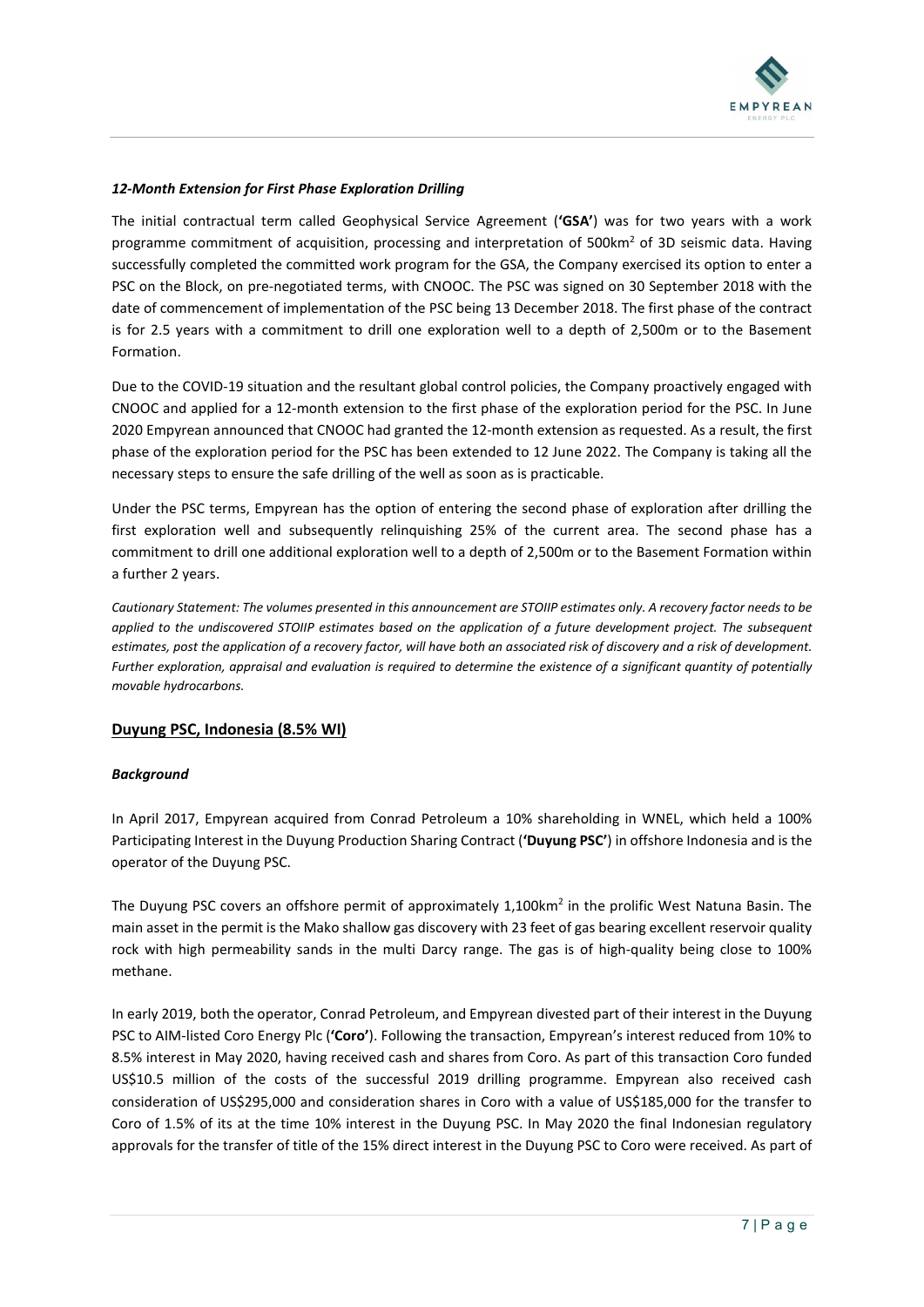*12-Month Extension for First Phase Exploration Drilling*

The initial contractual term called Geophysical Service Agreement (**'GSA'**) was for two years with a work programme commitment of acquisition, processing and interpretation of 500km$^2$ of 3D seismic data. Having successfully completed the committed work program for the GSA, the Company exercised its option to enter a PSC on the Block, on pre-negotiated terms, with CNOOC. The PSC was signed on 30 September 2018 with the date of commencement of implementation of the PSC being 13 December 2018. The first phase of the contract is for 2.5 years with a commitment to drill one exploration well to a depth of 2,500m or to the Basement Formation.

Due to the COVID-19 situation and the resultant global control policies, the Company proactively engaged with CNOOC and applied for a 12-month extension to the first phase of the exploration period for the PSC. In June 2020 Empyrean announced that CNOOC had granted the 12-month extension as requested. As a result, the first phase of the exploration period for the PSC has been extended to 12 June 2022. The Company is taking all the necessary steps to ensure the safe drilling of the well as soon as is practicable.

Under the PSC terms, Empyrean has the option of entering the second phase of exploration after drilling the first exploration well and subsequently relinquishing 25% of the current area. The second phase has a commitment to drill one additional exploration well to a depth of 2,500m or to the Basement Formation within a further 2 years.

*Cautionary Statement: The volumes presented in this announcement are STOIIP estimates only. A recovery factor needs to be applied to the undiscovered STOIIP estimates based on the application of a future development project. The subsequent estimates, post the application of a recovery factor, will have both an associated risk of discovery and a risk of development. Further exploration, appraisal and evaluation is required to determine the existence of a significant quantity of potentially movable hydrocarbons.*

## Duyung PSC, Indonesia (8.5% WI)

***Background***

In April 2017, Empyrean acquired from Conrad Petroleum a 10% shareholding in WNEL, which held a 100% Participating Interest in the Duyung Production Sharing Contract (**'Duyung PSC'**) in offshore Indonesia and is the operator of the Duyung PSC.

The Duyung PSC covers an offshore permit of approximately 1,100km$^2$ in the prolific West Natuna Basin. The main asset in the permit is the Mako shallow gas discovery with 23 feet of gas bearing excellent reservoir quality rock with high permeability sands in the multi Darcy range. The gas is of high-quality being close to 100% methane.

In early 2019, both the operator, Conrad Petroleum, and Empyrean divested part of their interest in the Duyung PSC to AIM-listed Coro Energy Plc (**'Coro'**). Following the transaction, Empyrean's interest reduced from 10% to 8.5% interest in May 2020, having received cash and shares from Coro. As part of this transaction Coro funded US$10.5 million of the costs of the successful 2019 drilling programme. Empyrean also received cash consideration of US$295,000 and consideration shares in Coro with a value of US$185,000 for the transfer to Coro of 1.5% of its at the time 10% interest in the Duyung PSC. In May 2020 the final Indonesian regulatory approvals for the transfer of title of the 15% direct interest in the Duyung PSC to Coro were received. As part of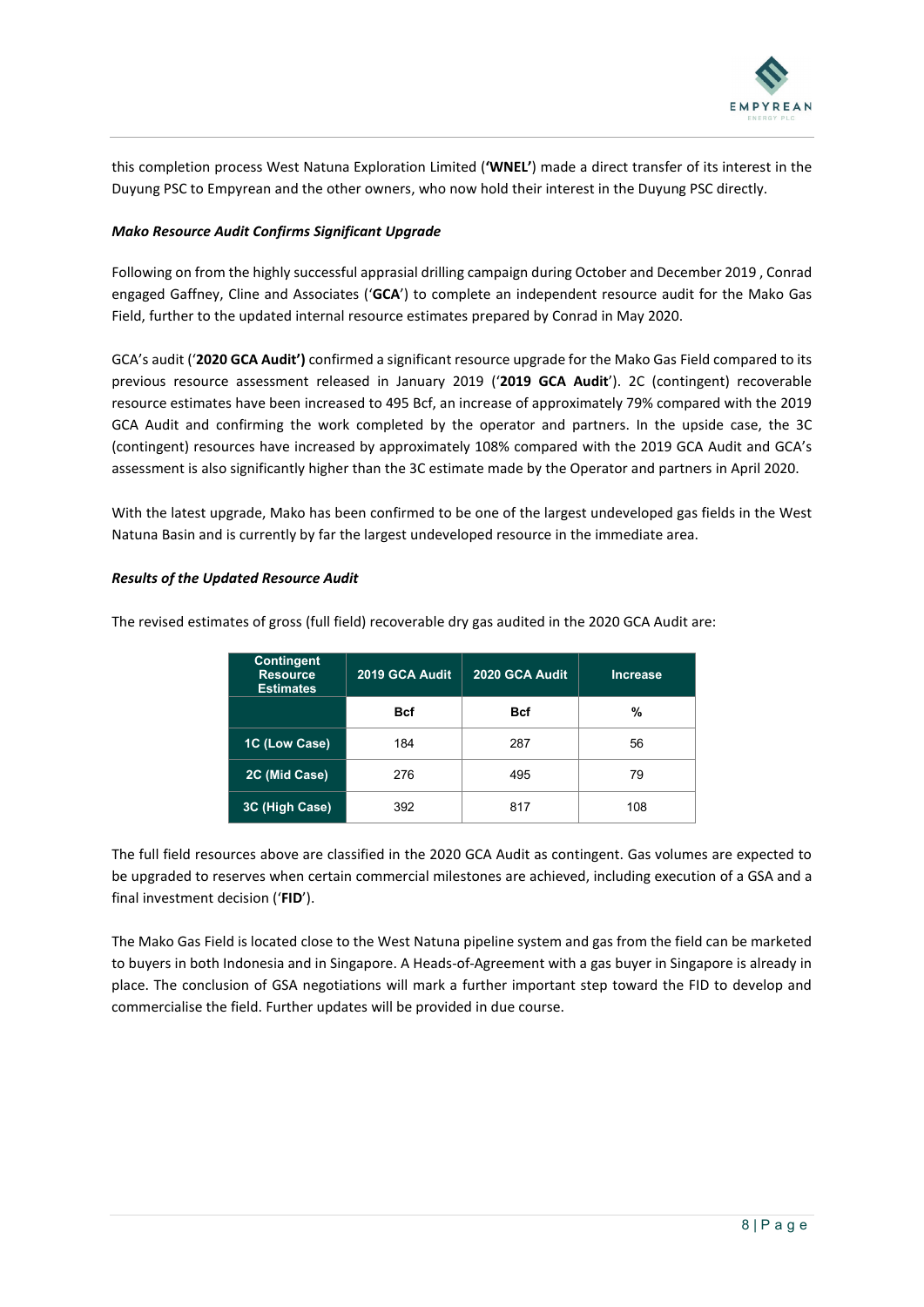this completion process West Natuna Exploration Limited (**'WNEL'**) made a direct transfer of its interest in the Duyung PSC to Empyrean and the other owners, who now hold their interest in the Duyung PSC directly.

***Mako Resource Audit Confirms Significant Upgrade***

Following on from the highly successful apprasial drilling campaign during October and December 2019 , Conrad engaged Gaffney, Cline and Associates ('**GCA**') to complete an independent resource audit for the Mako Gas Field, further to the updated internal resource estimates prepared by Conrad in May 2020.

GCA's audit ('**2020 GCA Audit')** confirmed a significant resource upgrade for the Mako Gas Field compared to its previous resource assessment released in January 2019 ('**2019 GCA Audit**'). 2C (contingent) recoverable resource estimates have been increased to 495 Bcf, an increase of approximately 79% compared with the 2019 GCA Audit and confirming the work completed by the operator and partners. In the upside case, the 3C (contingent) resources have increased by approximately 108% compared with the 2019 GCA Audit and GCA's assessment is also significantly higher than the 3C estimate made by the Operator and partners in April 2020.

With the latest upgrade, Mako has been confirmed to be one of the largest undeveloped gas fields in the West Natuna Basin and is currently by far the largest undeveloped resource in the immediate area.

***Results of the Updated Resource Audit***

The revised estimates of gross (full field) recoverable dry gas audited in the 2020 GCA Audit are:

| Contingent Resource Estimates | 2019 GCA Audit | 2020 GCA Audit | Increase |
|---|---|---|---|
| | **Bcf** | **Bcf** | **%** |
| **1C (Low Case)** | 184 | 287 | 56 |
| **2C (Mid Case)** | 276 | 495 | 79 |
| **3C (High Case)** | 392 | 817 | 108 |

The full field resources above are classified in the 2020 GCA Audit as contingent. Gas volumes are expected to be upgraded to reserves when certain commercial milestones are achieved, including execution of a GSA and a final investment decision ('**FID**').

The Mako Gas Field is located close to the West Natuna pipeline system and gas from the field can be marketed to buyers in both Indonesia and in Singapore. A Heads-of-Agreement with a gas buyer in Singapore is already in place. The conclusion of GSA negotiations will mark a further important step toward the FID to develop and commercialise the field. Further updates will be provided in due course.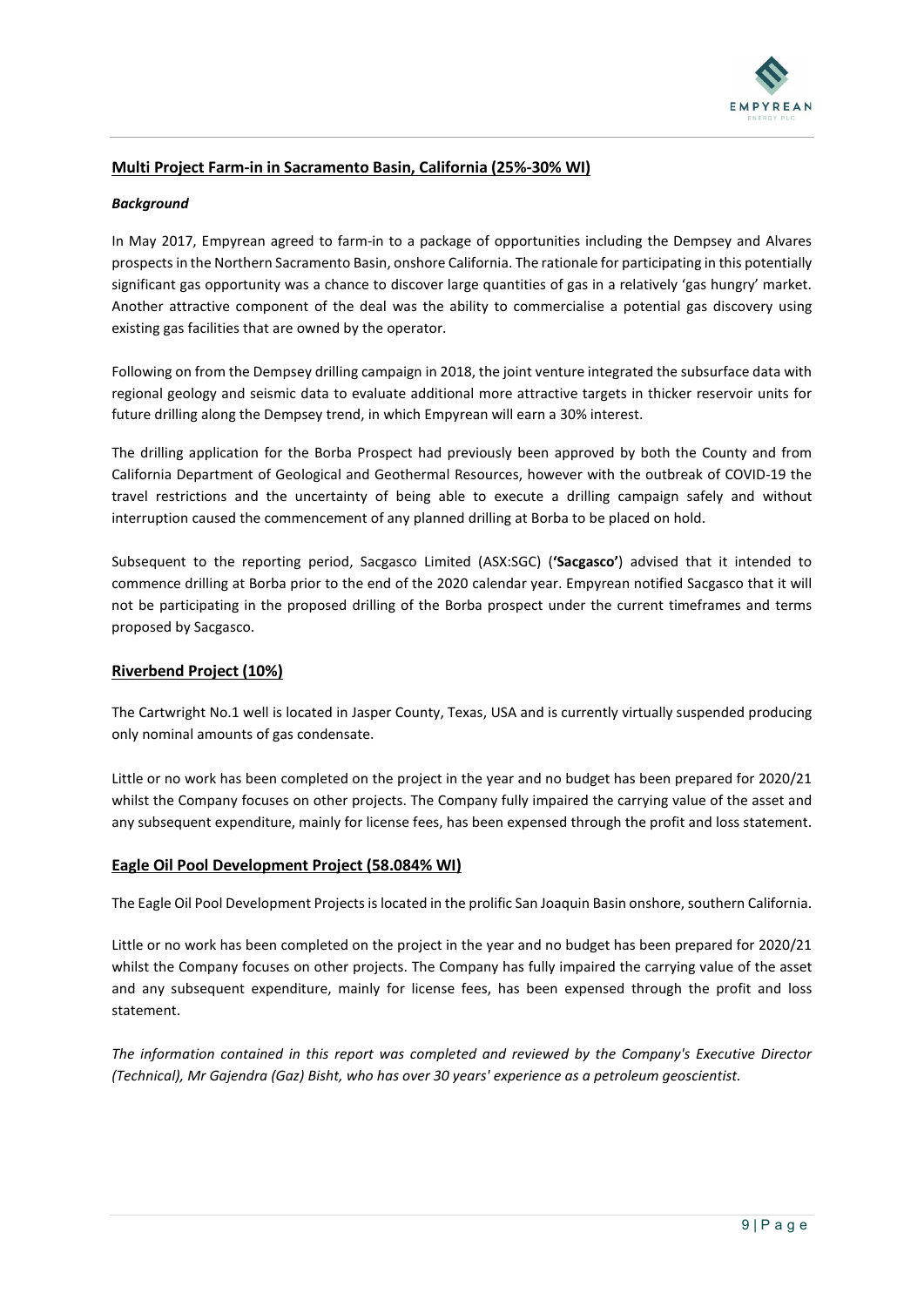## Multi Project Farm-in in Sacramento Basin, California (25%-30% WI)

***Background***

In May 2017, Empyrean agreed to farm-in to a package of opportunities including the Dempsey and Alvares prospects in the Northern Sacramento Basin, onshore California. The rationale for participating in this potentially significant gas opportunity was a chance to discover large quantities of gas in a relatively 'gas hungry' market. Another attractive component of the deal was the ability to commercialise a potential gas discovery using existing gas facilities that are owned by the operator.

Following on from the Dempsey drilling campaign in 2018, the joint venture integrated the subsurface data with regional geology and seismic data to evaluate additional more attractive targets in thicker reservoir units for future drilling along the Dempsey trend, in which Empyrean will earn a 30% interest.

The drilling application for the Borba Prospect had previously been approved by both the County and from California Department of Geological and Geothermal Resources, however with the outbreak of COVID-19 the travel restrictions and the uncertainty of being able to execute a drilling campaign safely and without interruption caused the commencement of any planned drilling at Borba to be placed on hold.

Subsequent to the reporting period, Sacgasco Limited (ASX:SGC) (**'Sacgasco'**) advised that it intended to commence drilling at Borba prior to the end of the 2020 calendar year. Empyrean notified Sacgasco that it will not be participating in the proposed drilling of the Borba prospect under the current timeframes and terms proposed by Sacgasco.

## Riverbend Project (10%)

The Cartwright No.1 well is located in Jasper County, Texas, USA and is currently virtually suspended producing only nominal amounts of gas condensate.

Little or no work has been completed on the project in the year and no budget has been prepared for 2020/21 whilst the Company focuses on other projects. The Company fully impaired the carrying value of the asset and any subsequent expenditure, mainly for license fees, has been expensed through the profit and loss statement.

## Eagle Oil Pool Development Project (58.084% WI)

The Eagle Oil Pool Development Projects is located in the prolific San Joaquin Basin onshore, southern California.

Little or no work has been completed on the project in the year and no budget has been prepared for 2020/21 whilst the Company focuses on other projects. The Company has fully impaired the carrying value of the asset and any subsequent expenditure, mainly for license fees, has been expensed through the profit and loss statement.

*The information contained in this report was completed and reviewed by the Company's Executive Director (Technical), Mr Gajendra (Gaz) Bisht, who has over 30 years' experience as a petroleum geoscientist.*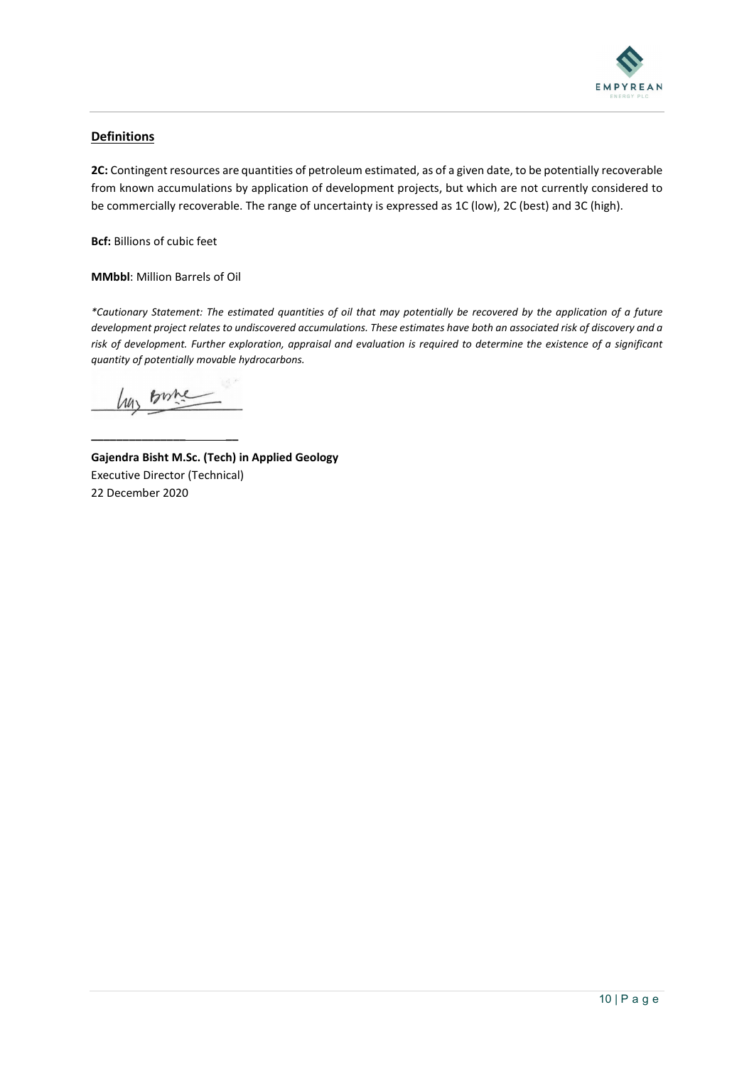## Definitions

**2C:** Contingent resources are quantities of petroleum estimated, as of a given date, to be potentially recoverable from known accumulations by application of development projects, but which are not currently considered to be commercially recoverable. The range of uncertainty is expressed as 1C (low), 2C (best) and 3C (high).

**Bcf:** Billions of cubic feet

**MMbbl**: Million Barrels of Oil

**Cautionary Statement: The estimated quantities of oil that may potentially be recovered by the application of a future development project relates to undiscovered accumulations. These estimates have both an associated risk of discovery and a risk of development. Further exploration, appraisal and evaluation is required to determine the existence of a significant quantity of potentially movable hydrocarbons.*

**Gajendra Bisht M.Sc. (Tech) in Applied Geology**
Executive Director (Technical)
22 December 2020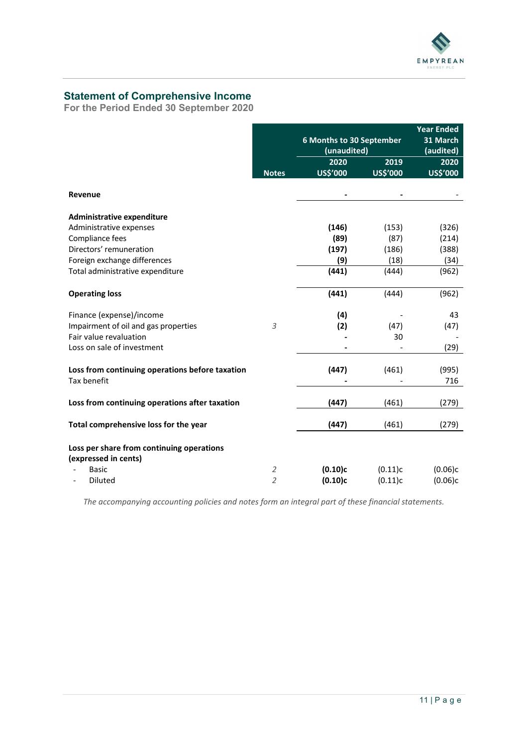## Statement of Comprehensive Income

**For the Period Ended 30 September 2020**

| | Notes | 6 Months to 30 September (unaudited) | | Year Ended 31 March (audited) |
|---|---|---|---|---|
| | | 2020 | 2019 | 2020 |
| | | US$'000 | US$'000 | US$'000 |
| **Revenue** | | **-** | **-** | - |
| **Administrative expenditure** | | | | |
| Administrative expenses | | **(146)** | (153) | (326) |
| Compliance fees | | **(89)** | (87) | (214) |
| Directors' remuneration | | **(197)** | (186) | (388) |
| Foreign exchange differences | | **(9)** | (18) | (34) |
| Total administrative expenditure | | **(441)** | (444) | (962) |
| **Operating loss** | | **(441)** | (444) | (962) |
| Finance (expense)/income | | **(4)** | - | 43 |
| Impairment of oil and gas properties | 3 | **(2)** | (47) | (47) |
| Fair value revaluation | | **-** | 30 | - |
| Loss on sale of investment | | **-** | - | (29) |
| **Loss from continuing operations before taxation** | | **(447)** | (461) | (995) |
| Tax benefit | | **-** | - | 716 |
| **Loss from continuing operations after taxation** | | **(447)** | (461) | (279) |
| **Total comprehensive loss for the year** | | **(447)** | (461) | (279) |
| **Loss per share from continuing operations (expressed in cents)** | | | | |
| - Basic | 2 | **(0.10)c** | (0.11)c | (0.06)c |
| - Diluted | 2 | **(0.10)c** | (0.11)c | (0.06)c |

*The accompanying accounting policies and notes form an integral part of these financial statements.*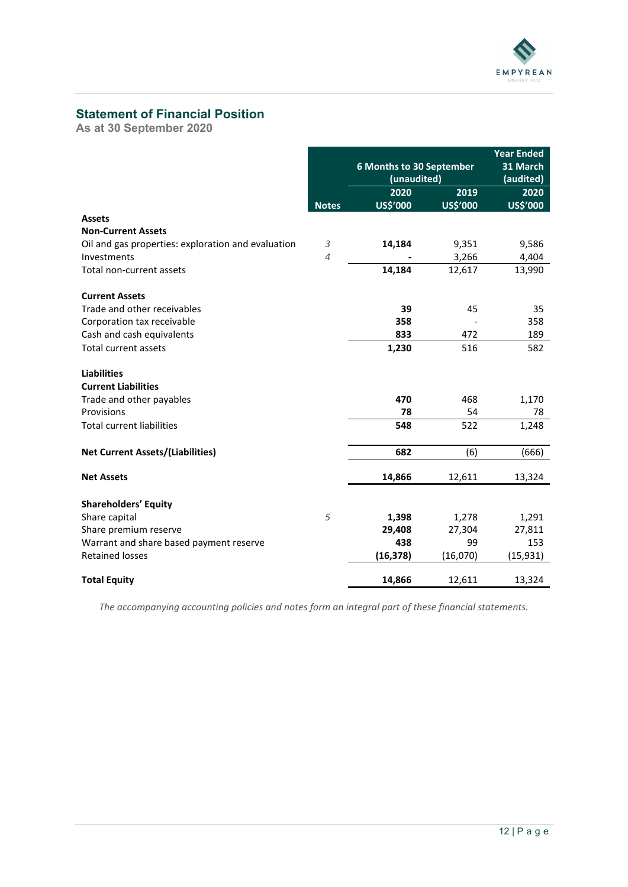## Statement of Financial Position

**As at 30 September 2020**

| | Notes | 6 Months to 30 September (unaudited) | | Year Ended 31 March (audited) |
|---|---|---|---|---|
| | | 2020 | 2019 | 2020 |
| | | US$'000 | US$'000 | US$'000 |
| **Assets** | | | | |
| **Non-Current Assets** | | | | |
| Oil and gas properties: exploration and evaluation | 3 | **14,184** | 9,351 | 9,586 |
| Investments | 4 | **-** | 3,266 | 4,404 |
| Total non-current assets | | **14,184** | 12,617 | 13,990 |
| **Current Assets** | | | | |
| Trade and other receivables | | **39** | 45 | 35 |
| Corporation tax receivable | | **358** | - | 358 |
| Cash and cash equivalents | | **833** | 472 | 189 |
| Total current assets | | **1,230** | 516 | 582 |
| **Liabilities** | | | | |
| **Current Liabilities** | | | | |
| Trade and other payables | | **470** | 468 | 1,170 |
| Provisions | | **78** | 54 | 78 |
| Total current liabilities | | **548** | 522 | 1,248 |
| **Net Current Assets/(Liabilities)** | | **682** | (6) | (666) |
| **Net Assets** | | **14,866** | 12,611 | 13,324 |
| **Shareholders' Equity** | | | | |
| Share capital | 5 | **1,398** | 1,278 | 1,291 |
| Share premium reserve | | **29,408** | 27,304 | 27,811 |
| Warrant and share based payment reserve | | **438** | 99 | 153 |
| Retained losses | | **(16,378)** | (16,070) | (15,931) |
| **Total Equity** | | **14,866** | 12,611 | 13,324 |

*The accompanying accounting policies and notes form an integral part of these financial statements.*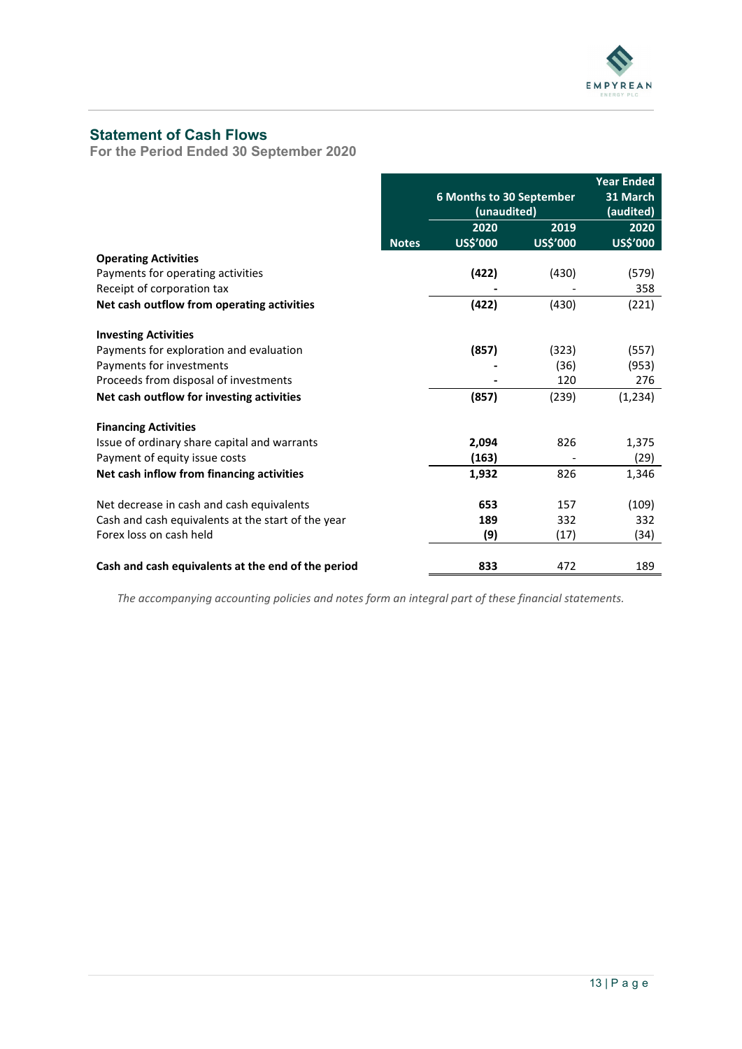## Statement of Cash Flows

**For the Period Ended 30 September 2020**

| | Notes | 6 Months to 30 September (unaudited) | | Year Ended 31 March (audited) |
|---|---|---|---|---|
| | | 2020 | 2019 | 2020 |
| | | US$'000 | US$'000 | US$'000 |
| **Operating Activities** | | | | |
| Payments for operating activities | | **(422)** | (430) | (579) |
| Receipt of corporation tax | | **-** | - | 358 |
| **Net cash outflow from operating activities** | | **(422)** | (430) | (221) |
| | | | | |
| **Investing Activities** | | | | |
| Payments for exploration and evaluation | | **(857)** | (323) | (557) |
| Payments for investments | | **-** | (36) | (953) |
| Proceeds from disposal of investments | | **-** | 120 | 276 |
| **Net cash outflow for investing activities** | | **(857)** | (239) | (1,234) |
| | | | | |
| **Financing Activities** | | | | |
| Issue of ordinary share capital and warrants | | **2,094** | 826 | 1,375 |
| Payment of equity issue costs | | **(163)** | - | (29) |
| **Net cash inflow from financing activities** | | **1,932** | 826 | 1,346 |
| | | | | |
| Net decrease in cash and cash equivalents | | **653** | 157 | (109) |
| Cash and cash equivalents at the start of the year | | **189** | 332 | 332 |
| Forex loss on cash held | | **(9)** | (17) | (34) |
| | | | | |
| **Cash and cash equivalents at the end of the period** | | **833** | 472 | 189 |

*The accompanying accounting policies and notes form an integral part of these financial statements.*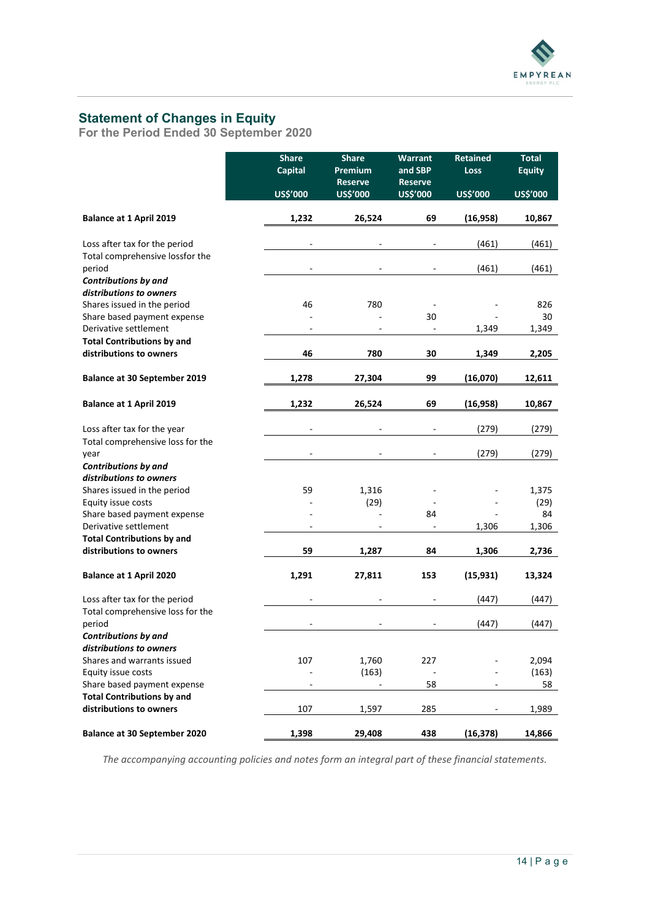## Statement of Changes in Equity

### For the Period Ended 30 September 2020

| | Share Capital | Share Premium Reserve | Warrant and SBP Reserve | Retained Loss | Total Equity |
|---|---|---|---|---|---|
| | US$'000 | US$'000 | US$'000 | US$'000 | US$'000 |
| **Balance at 1 April 2019** | **1,232** | **26,524** | **69** | **(16,958)** | **10,867** |
| Loss after tax for the period | - | - | - | (461) | (461) |
| Total comprehensive lossfor the period | - | - | - | (461) | (461) |
| ***Contributions by and distributions to owners*** | | | | | |
| Shares issued in the period | 46 | 780 | - | - | 826 |
| Share based payment expense | - | - | 30 | - | 30 |
| Derivative settlement | - | - | - | 1,349 | 1,349 |
| **Total Contributions by and distributions to owners** | **46** | **780** | **30** | **1,349** | **2,205** |
| **Balance at 30 September 2019** | **1,278** | **27,304** | **99** | **(16,070)** | **12,611** |
| **Balance at 1 April 2019** | **1,232** | **26,524** | **69** | **(16,958)** | **10,867** |
| Loss after tax for the year | - | - | - | (279) | (279) |
| Total comprehensive loss for the year | - | - | - | (279) | (279) |
| ***Contributions by and distributions to owners*** | | | | | |
| Shares issued in the period | 59 | 1,316 | - | - | 1,375 |
| Equity issue costs | - | (29) | - | - | (29) |
| Share based payment expense | - | - | 84 | - | 84 |
| Derivative settlement | - | - | - | 1,306 | 1,306 |
| **Total Contributions by and distributions to owners** | **59** | **1,287** | **84** | **1,306** | **2,736** |
| **Balance at 1 April 2020** | **1,291** | **27,811** | **153** | **(15,931)** | **13,324** |
| Loss after tax for the period | - | - | - | (447) | (447) |
| Total comprehensive loss for the period | - | - | - | (447) | (447) |
| ***Contributions by and distributions to owners*** | | | | | |
| Shares and warrants issued | 107 | 1,760 | 227 | - | 2,094 |
| Equity issue costs | - | (163) | - | - | (163) |
| Share based payment expense | - | - | 58 | - | 58 |
| **Total Contributions by and distributions to owners** | 107 | 1,597 | 285 | - | 1,989 |
| **Balance at 30 September 2020** | **1,398** | **29,408** | **438** | **(16,378)** | **14,866** |

*The accompanying accounting policies and notes form an integral part of these financial statements.*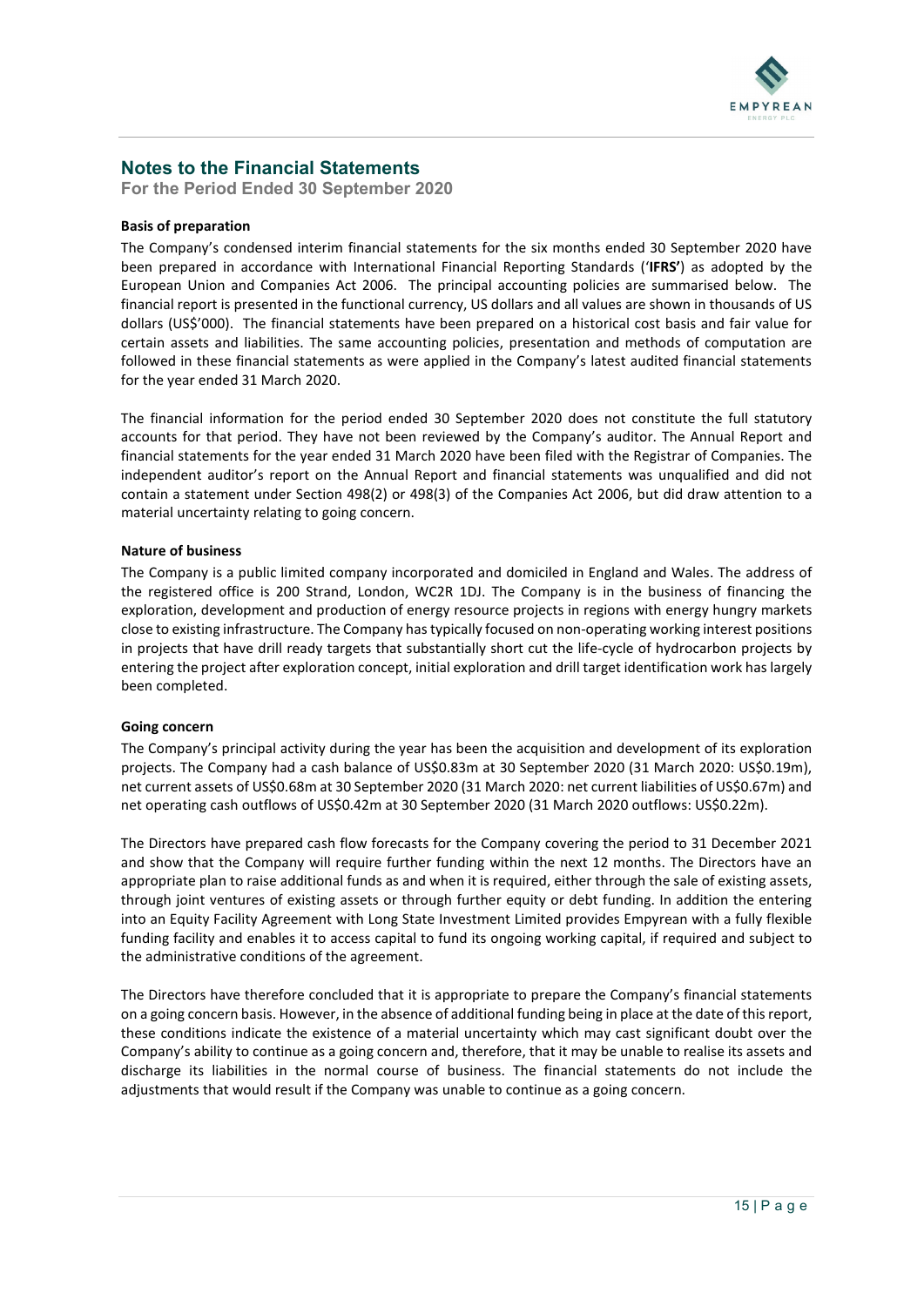# Notes to the Financial Statements

**For the Period Ended 30 September 2020**

**Basis of preparation**

The Company's condensed interim financial statements for the six months ended 30 September 2020 have been prepared in accordance with International Financial Reporting Standards ('**IFRS**') as adopted by the European Union and Companies Act 2006. The principal accounting policies are summarised below. The financial report is presented in the functional currency, US dollars and all values are shown in thousands of US dollars (US$'000). The financial statements have been prepared on a historical cost basis and fair value for certain assets and liabilities. The same accounting policies, presentation and methods of computation are followed in these financial statements as were applied in the Company's latest audited financial statements for the year ended 31 March 2020.

The financial information for the period ended 30 September 2020 does not constitute the full statutory accounts for that period. They have not been reviewed by the Company's auditor. The Annual Report and financial statements for the year ended 31 March 2020 have been filed with the Registrar of Companies. The independent auditor's report on the Annual Report and financial statements was unqualified and did not contain a statement under Section 498(2) or 498(3) of the Companies Act 2006, but did draw attention to a material uncertainty relating to going concern.

**Nature of business**

The Company is a public limited company incorporated and domiciled in England and Wales. The address of the registered office is 200 Strand, London, WC2R 1DJ. The Company is in the business of financing the exploration, development and production of energy resource projects in regions with energy hungry markets close to existing infrastructure. The Company has typically focused on non-operating working interest positions in projects that have drill ready targets that substantially short cut the life-cycle of hydrocarbon projects by entering the project after exploration concept, initial exploration and drill target identification work has largely been completed.

**Going concern**

The Company's principal activity during the year has been the acquisition and development of its exploration projects. The Company had a cash balance of US$0.83m at 30 September 2020 (31 March 2020: US$0.19m), net current assets of US$0.68m at 30 September 2020 (31 March 2020: net current liabilities of US$0.67m) and net operating cash outflows of US$0.42m at 30 September 2020 (31 March 2020 outflows: US$0.22m).

The Directors have prepared cash flow forecasts for the Company covering the period to 31 December 2021 and show that the Company will require further funding within the next 12 months. The Directors have an appropriate plan to raise additional funds as and when it is required, either through the sale of existing assets, through joint ventures of existing assets or through further equity or debt funding. In addition the entering into an Equity Facility Agreement with Long State Investment Limited provides Empyrean with a fully flexible funding facility and enables it to access capital to fund its ongoing working capital, if required and subject to the administrative conditions of the agreement.

The Directors have therefore concluded that it is appropriate to prepare the Company's financial statements on a going concern basis. However, in the absence of additional funding being in place at the date of this report, these conditions indicate the existence of a material uncertainty which may cast significant doubt over the Company's ability to continue as a going concern and, therefore, that it may be unable to realise its assets and discharge its liabilities in the normal course of business. The financial statements do not include the adjustments that would result if the Company was unable to continue as a going concern.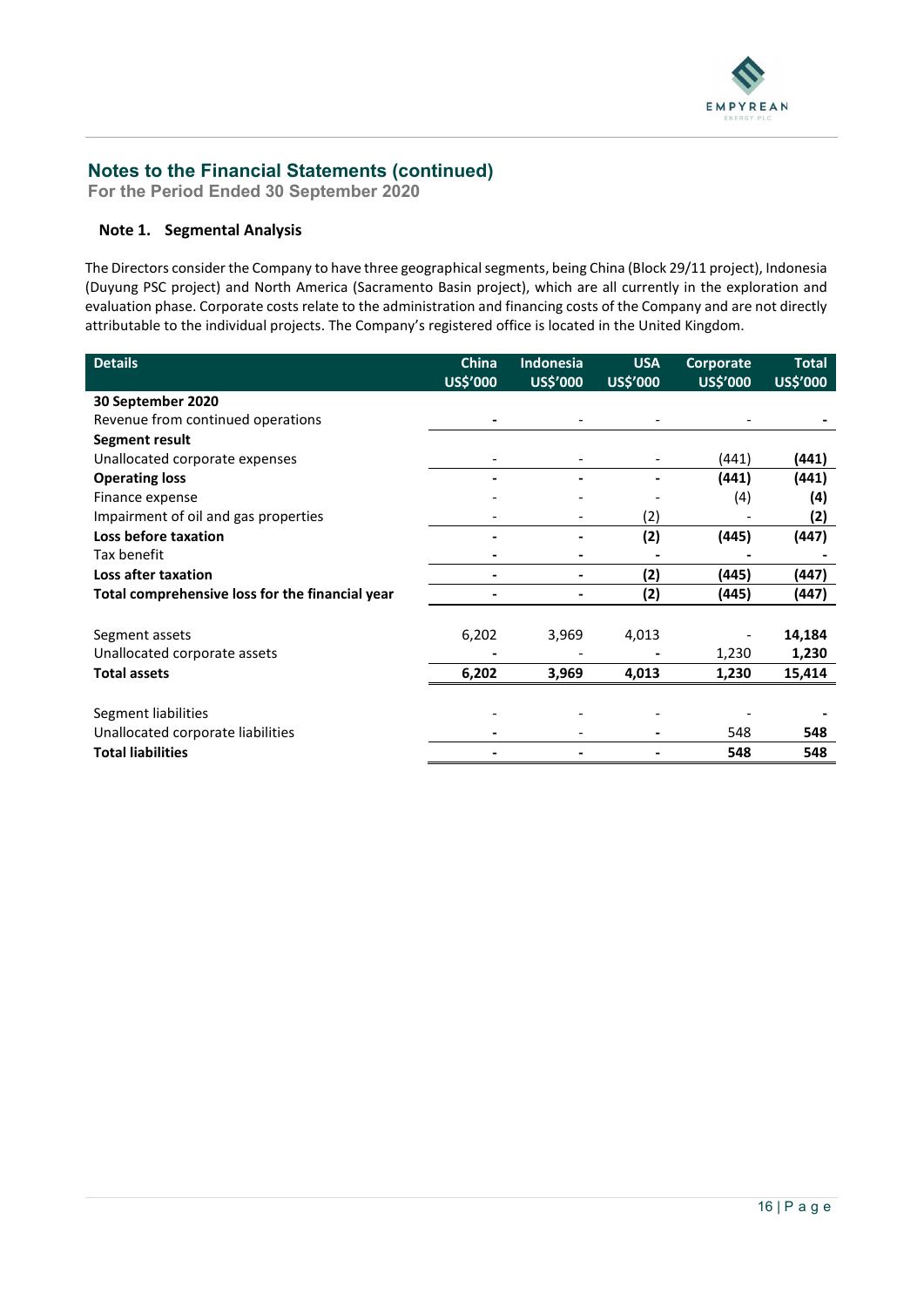## Notes to the Financial Statements (continued)

**For the Period Ended 30 September 2020**

### Note 1. Segmental Analysis

The Directors consider the Company to have three geographical segments, being China (Block 29/11 project), Indonesia (Duyung PSC project) and North America (Sacramento Basin project), which are all currently in the exploration and evaluation phase. Corporate costs relate to the administration and financing costs of the Company and are not directly attributable to the individual projects. The Company's registered office is located in the United Kingdom.

| Details | China US$'000 | Indonesia US$'000 | USA US$'000 | Corporate US$'000 | Total US$'000 |
|---|---|---|---|---|---|
| **30 September 2020** | | | | | |
| Revenue from continued operations | - | - | - | - | - |
| **Segment result** | | | | | |
| Unallocated corporate expenses | - | - | - | (441) | **(441)** |
| **Operating loss** | **-** | **-** | **-** | **(441)** | **(441)** |
| Finance expense | - | - | - | (4) | **(4)** |
| Impairment of oil and gas properties | - | - | (2) | - | **(2)** |
| **Loss before taxation** | **-** | **-** | **(2)** | **(445)** | **(447)** |
| Tax benefit | - | - | - | - | - |
| **Loss after taxation** | **-** | **-** | **(2)** | **(445)** | **(447)** |
| **Total comprehensive loss for the financial year** | **-** | **-** | **(2)** | **(445)** | **(447)** |
| | | | | | |
| Segment assets | 6,202 | 3,969 | 4,013 | - | **14,184** |
| Unallocated corporate assets | - | - | - | 1,230 | **1,230** |
| **Total assets** | **6,202** | **3,969** | **4,013** | **1,230** | **15,414** |
| | | | | | |
| Segment liabilities | - | - | - | - | - |
| Unallocated corporate liabilities | - | - | - | 548 | **548** |
| **Total liabilities** | **-** | **-** | **-** | **548** | **548** |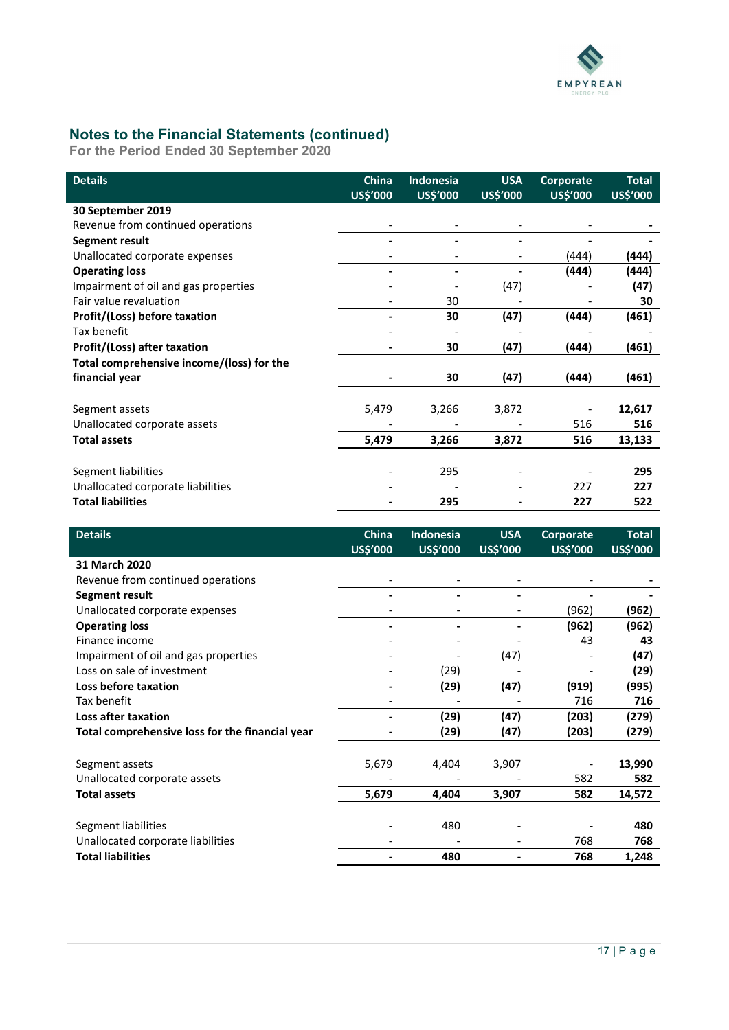## Notes to the Financial Statements (continued)

**For the Period Ended 30 September 2020**

| Details | China US$'000 | Indonesia US$'000 | USA US$'000 | Corporate US$'000 | Total US$'000 |
|---|---|---|---|---|---|
| **30 September 2019** | | | | | |
| Revenue from continued operations | - | - | - | - | **-** |
| **Segment result** | **-** | **-** | **-** | **-** | **-** |
| Unallocated corporate expenses | - | - | - | (444) | **(444)** |
| **Operating loss** | **-** | **-** | **-** | **(444)** | **(444)** |
| Impairment of oil and gas properties | - | - | (47) | - | **(47)** |
| Fair value revaluation | - | 30 | - | - | **30** |
| **Profit/(Loss) before taxation** | **-** | **30** | **(47)** | **(444)** | **(461)** |
| Tax benefit | - | - | - | - | - |
| **Profit/(Loss) after taxation** | **-** | **30** | **(47)** | **(444)** | **(461)** |
| **Total comprehensive income/(loss) for the financial year** | **-** | **30** | **(47)** | **(444)** | **(461)** |
| | | | | | |
| Segment assets | 5,479 | 3,266 | 3,872 | - | **12,617** |
| Unallocated corporate assets | - | - | - | 516 | **516** |
| **Total assets** | **5,479** | **3,266** | **3,872** | **516** | **13,133** |
| | | | | | |
| Segment liabilities | - | 295 | - | - | **295** |
| Unallocated corporate liabilities | - | - | - | 227 | **227** |
| **Total liabilities** | **-** | **295** | **-** | **227** | **522** |

| Details | China US$'000 | Indonesia US$'000 | USA US$'000 | Corporate US$'000 | Total US$'000 |
|---|---|---|---|---|---|
| **31 March 2020** | | | | | |
| Revenue from continued operations | - | - | - | - | **-** |
| **Segment result** | **-** | **-** | **-** | **-** | **-** |
| Unallocated corporate expenses | - | - | - | (962) | **(962)** |
| **Operating loss** | **-** | **-** | **-** | **(962)** | **(962)** |
| Finance income | - | - | - | 43 | **43** |
| Impairment of oil and gas properties | - | - | (47) | - | **(47)** |
| Loss on sale of investment | - | (29) | - | - | **(29)** |
| **Loss before taxation** | **-** | **(29)** | **(47)** | **(919)** | **(995)** |
| Tax benefit | - | - | - | 716 | **716** |
| **Loss after taxation** | **-** | **(29)** | **(47)** | **(203)** | **(279)** |
| **Total comprehensive loss for the financial year** | **-** | **(29)** | **(47)** | **(203)** | **(279)** |
| | | | | | |
| Segment assets | 5,679 | 4,404 | 3,907 | - | **13,990** |
| Unallocated corporate assets | - | - | - | 582 | **582** |
| **Total assets** | **5,679** | **4,404** | **3,907** | **582** | **14,572** |
| | | | | | |
| Segment liabilities | - | 480 | - | - | **480** |
| Unallocated corporate liabilities | - | - | - | 768 | **768** |
| **Total liabilities** | **-** | **480** | **-** | **768** | **1,248** |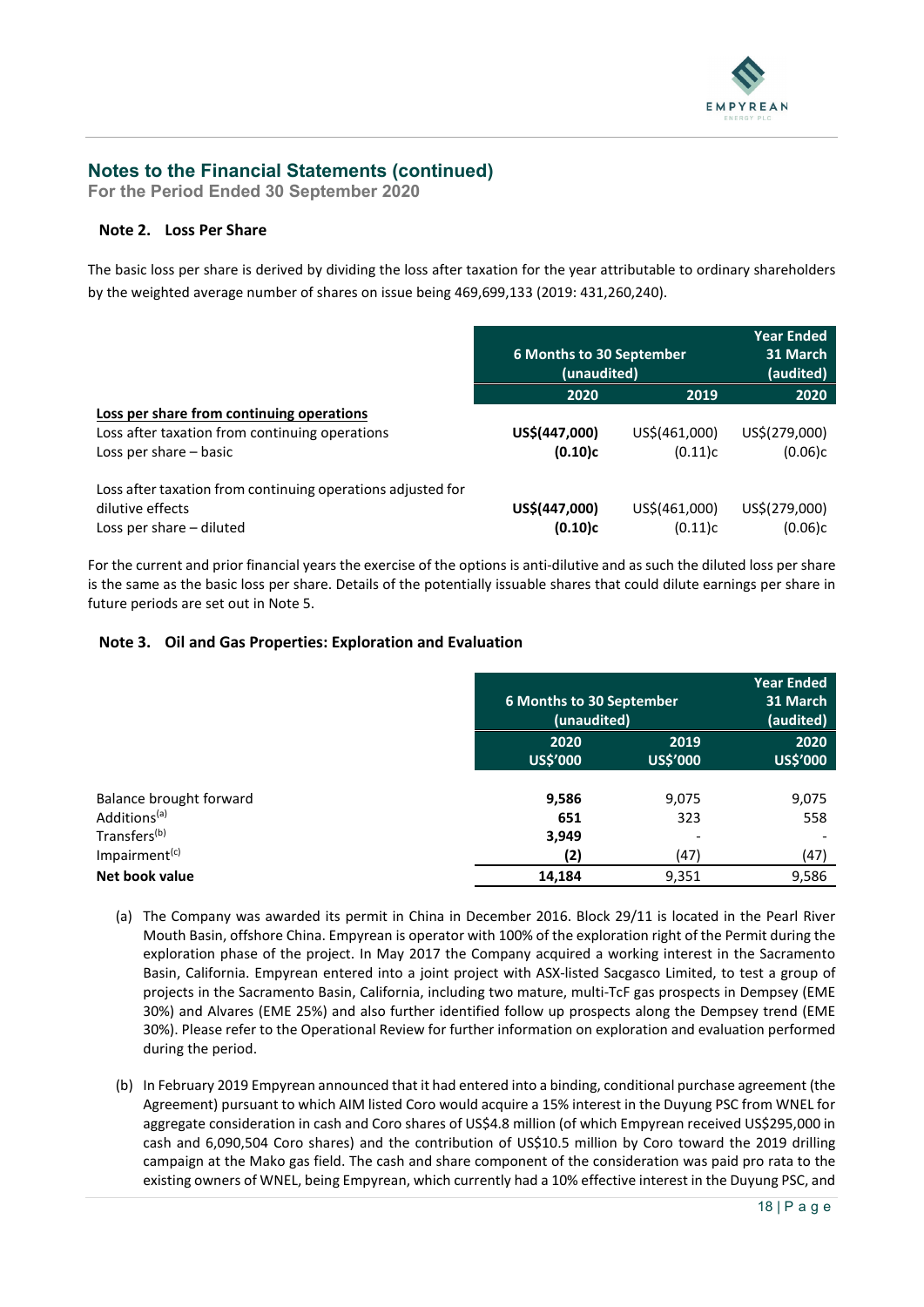## Notes to the Financial Statements (continued)

**For the Period Ended 30 September 2020**

### Note 2. Loss Per Share

The basic loss per share is derived by dividing the loss after taxation for the year attributable to ordinary shareholders by the weighted average number of shares on issue being 469,699,133 (2019: 431,260,240).

| | 6 Months to 30 September (unaudited) | | Year Ended 31 March (audited) |
|---|---|---|---|
| | 2020 | 2019 | 2020 |
| **Loss per share from continuing operations** | | | |
| Loss after taxation from continuing operations | **US$(447,000)** | US$(461,000) | US$(279,000) |
| Loss per share – basic | **(0.10)c** | (0.11)c | (0.06)c |
| Loss after taxation from continuing operations adjusted for dilutive effects | **US$(447,000)** | US$(461,000) | US$(279,000) |
| Loss per share – diluted | **(0.10)c** | (0.11)c | (0.06)c |

For the current and prior financial years the exercise of the options is anti-dilutive and as such the diluted loss per share is the same as the basic loss per share. Details of the potentially issuable shares that could dilute earnings per share in future periods are set out in Note 5.

### Note 3. Oil and Gas Properties: Exploration and Evaluation

| | 6 Months to 30 September (unaudited) | | Year Ended 31 March (audited) |
|---|---|---|---|
| | 2020 US$'000 | 2019 US$'000 | 2020 US$'000 |
| Balance brought forward | **9,586** | 9,075 | 9,075 |
| Additions[(a)] | **651** | 323 | 558 |
| Transfers[(b)] | **3,949** | - | - |
| Impairment[(c)] | **(2)** | (47) | (47) |
| **Net book value** | **14,184** | 9,351 | 9,586 |

(a) The Company was awarded its permit in China in December 2016. Block 29/11 is located in the Pearl River Mouth Basin, offshore China. Empyrean is operator with 100% of the exploration right of the Permit during the exploration phase of the project. In May 2017 the Company acquired a working interest in the Sacramento Basin, California. Empyrean entered into a joint project with ASX-listed Sacgasco Limited, to test a group of projects in the Sacramento Basin, California, including two mature, multi-TcF gas prospects in Dempsey (EME 30%) and Alvares (EME 25%) and also further identified follow up prospects along the Dempsey trend (EME 30%). Please refer to the Operational Review for further information on exploration and evaluation performed during the period.

(b) In February 2019 Empyrean announced that it had entered into a binding, conditional purchase agreement (the Agreement) pursuant to which AIM listed Coro would acquire a 15% interest in the Duyung PSC from WNEL for aggregate consideration in cash and Coro shares of US$4.8 million (of which Empyrean received US$295,000 in cash and 6,090,504 Coro shares) and the contribution of US$10.5 million by Coro toward the 2019 drilling campaign at the Mako gas field. The cash and share component of the consideration was paid pro rata to the existing owners of WNEL, being Empyrean, which currently had a 10% effective interest in the Duyung PSC, and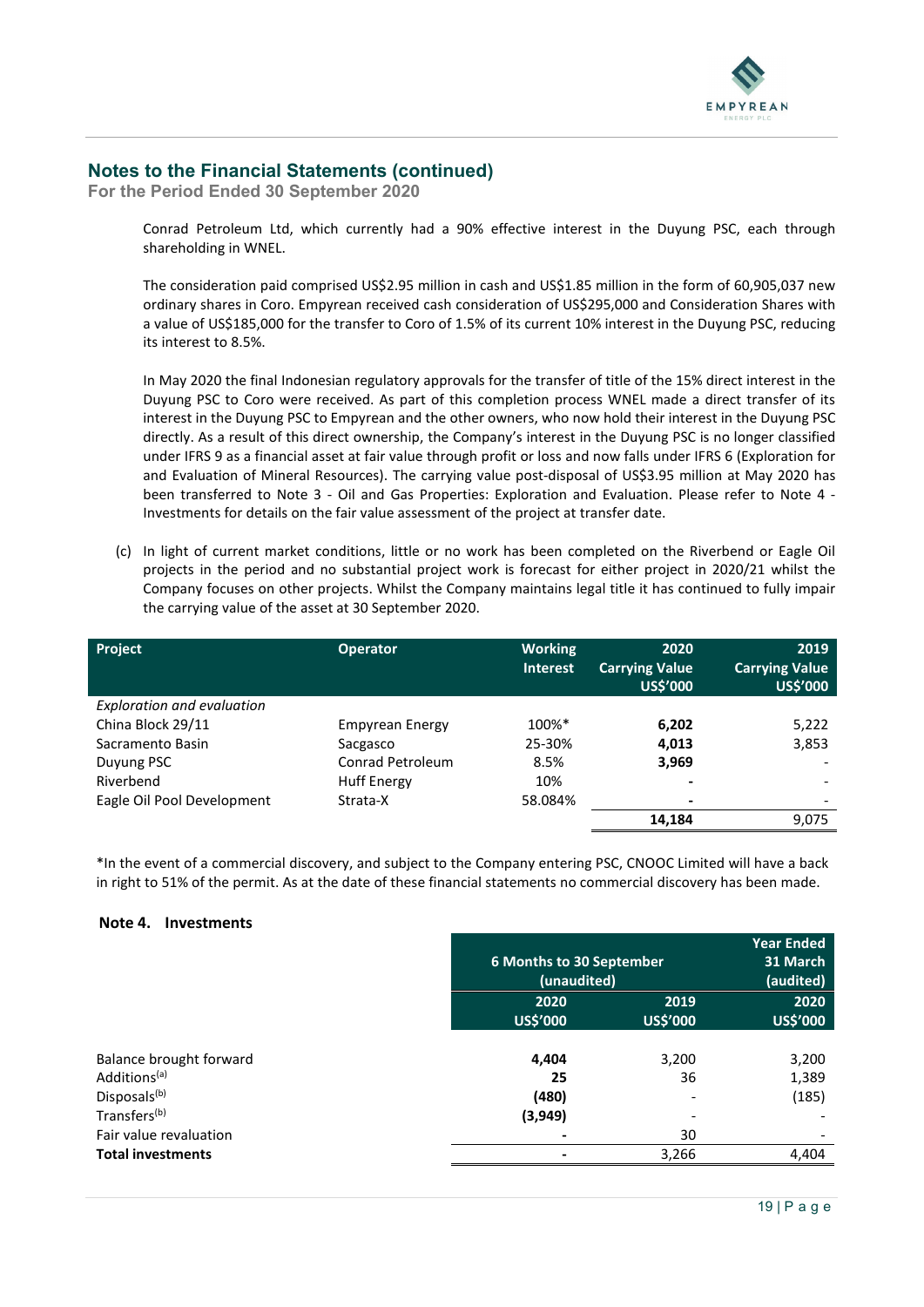## Notes to the Financial Statements (continued)

**For the Period Ended 30 September 2020**

Conrad Petroleum Ltd, which currently had a 90% effective interest in the Duyung PSC, each through shareholding in WNEL.

The consideration paid comprised US$2.95 million in cash and US$1.85 million in the form of 60,905,037 new ordinary shares in Coro. Empyrean received cash consideration of US$295,000 and Consideration Shares with a value of US$185,000 for the transfer to Coro of 1.5% of its current 10% interest in the Duyung PSC, reducing its interest to 8.5%.

In May 2020 the final Indonesian regulatory approvals for the transfer of title of the 15% direct interest in the Duyung PSC to Coro were received. As part of this completion process WNEL made a direct transfer of its interest in the Duyung PSC to Empyrean and the other owners, who now hold their interest in the Duyung PSC directly. As a result of this direct ownership, the Company's interest in the Duyung PSC is no longer classified under IFRS 9 as a financial asset at fair value through profit or loss and now falls under IFRS 6 (Exploration for and Evaluation of Mineral Resources). The carrying value post-disposal of US$3.95 million at May 2020 has been transferred to Note 3 - Oil and Gas Properties: Exploration and Evaluation. Please refer to Note 4 - Investments for details on the fair value assessment of the project at transfer date.

(c) In light of current market conditions, little or no work has been completed on the Riverbend or Eagle Oil projects in the period and no substantial project work is forecast for either project in 2020/21 whilst the Company focuses on other projects. Whilst the Company maintains legal title it has continued to fully impair the carrying value of the asset at 30 September 2020.

| Project | Operator | Working Interest | 2020 Carrying Value US$'000 | 2019 Carrying Value US$'000 |
|---|---|---|---|---|
| *Exploration and evaluation* | | | | |
| China Block 29/11 | Empyrean Energy | 100%* | **6,202** | 5,222 |
| Sacramento Basin | Sacgasco | 25-30% | **4,013** | 3,853 |
| Duyung PSC | Conrad Petroleum | 8.5% | **3,969** | - |
| Riverbend | Huff Energy | 10% | **-** | - |
| Eagle Oil Pool Development | Strata-X | 58.084% | **-** | - |
| | | | **14,184** | 9,075 |

*In the event of a commercial discovery, and subject to the Company entering PSC, CNOOC Limited will have a back in right to 51% of the permit. As at the date of these financial statements no commercial discovery has been made.

### Note 4. Investments

| | 6 Months to 30 September (unaudited) | | Year Ended 31 March (audited) |
|---|---|---|---|
| | 2020 US$'000 | 2019 US$'000 | 2020 US$'000 |
| Balance brought forward | **4,404** | 3,200 | 3,200 |
| Additions[(a)] | **25** | 36 | 1,389 |
| Disposals[(b)] | **(480)** | - | (185) |
| Transfers[(b)] | **(3,949)** | - | - |
| Fair value revaluation | **-** | 30 | - |
| **Total investments** | **-** | 3,266 | 4,404 |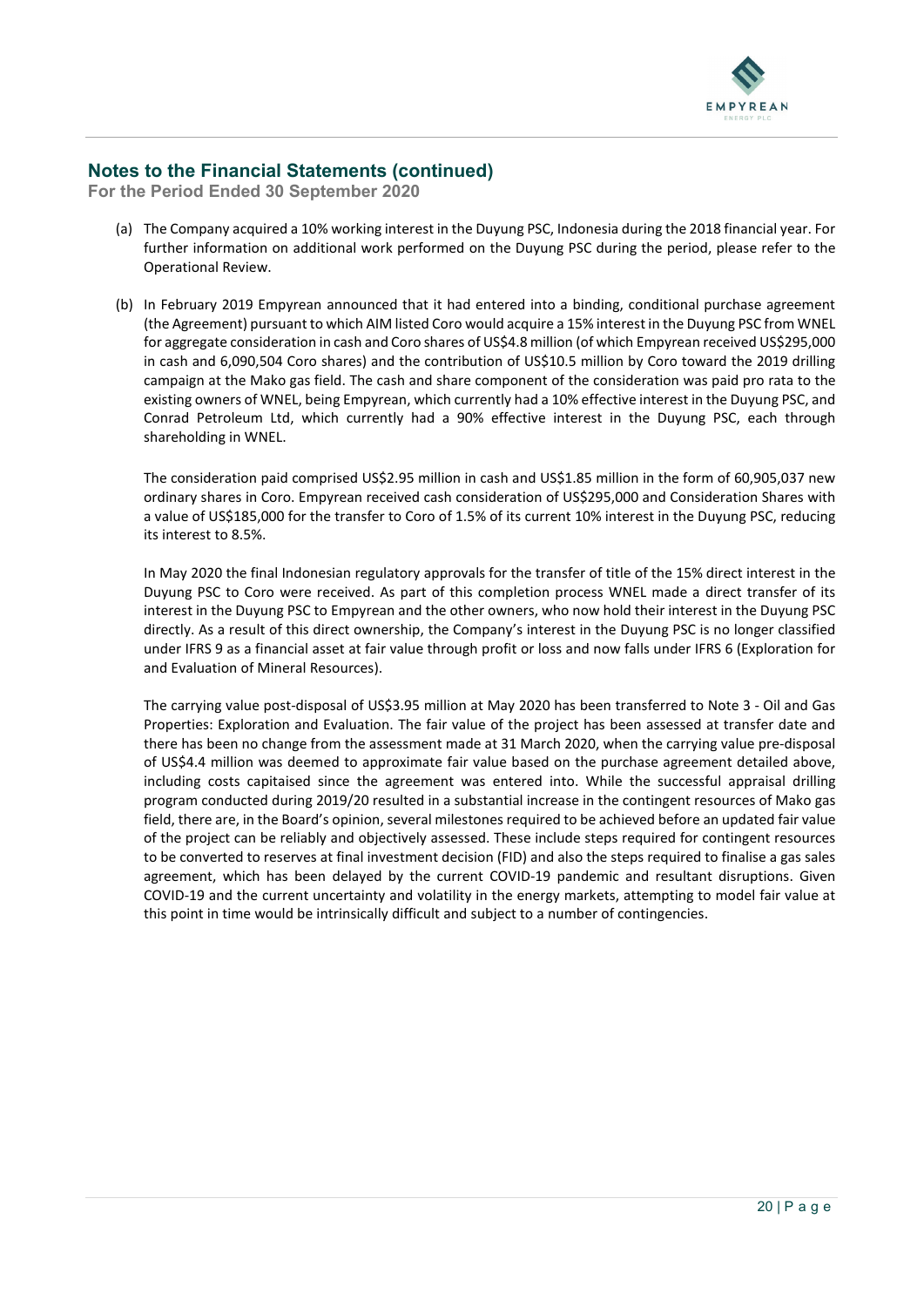## Notes to the Financial Statements (continued)

**For the Period Ended 30 September 2020**

(a) The Company acquired a 10% working interest in the Duyung PSC, Indonesia during the 2018 financial year. For further information on additional work performed on the Duyung PSC during the period, please refer to the Operational Review.

(b) In February 2019 Empyrean announced that it had entered into a binding, conditional purchase agreement (the Agreement) pursuant to which AIM listed Coro would acquire a 15% interest in the Duyung PSC from WNEL for aggregate consideration in cash and Coro shares of US$4.8 million (of which Empyrean received US$295,000 in cash and 6,090,504 Coro shares) and the contribution of US$10.5 million by Coro toward the 2019 drilling campaign at the Mako gas field. The cash and share component of the consideration was paid pro rata to the existing owners of WNEL, being Empyrean, which currently had a 10% effective interest in the Duyung PSC, and Conrad Petroleum Ltd, which currently had a 90% effective interest in the Duyung PSC, each through shareholding in WNEL.

The consideration paid comprised US$2.95 million in cash and US$1.85 million in the form of 60,905,037 new ordinary shares in Coro. Empyrean received cash consideration of US$295,000 and Consideration Shares with a value of US$185,000 for the transfer to Coro of 1.5% of its current 10% interest in the Duyung PSC, reducing its interest to 8.5%.

In May 2020 the final Indonesian regulatory approvals for the transfer of title of the 15% direct interest in the Duyung PSC to Coro were received. As part of this completion process WNEL made a direct transfer of its interest in the Duyung PSC to Empyrean and the other owners, who now hold their interest in the Duyung PSC directly. As a result of this direct ownership, the Company's interest in the Duyung PSC is no longer classified under IFRS 9 as a financial asset at fair value through profit or loss and now falls under IFRS 6 (Exploration for and Evaluation of Mineral Resources).

The carrying value post-disposal of US$3.95 million at May 2020 has been transferred to Note 3 - Oil and Gas Properties: Exploration and Evaluation. The fair value of the project has been assessed at transfer date and there has been no change from the assessment made at 31 March 2020, when the carrying value pre-disposal of US$4.4 million was deemed to approximate fair value based on the purchase agreement detailed above, including costs capitaised since the agreement was entered into. While the successful appraisal drilling program conducted during 2019/20 resulted in a substantial increase in the contingent resources of Mako gas field, there are, in the Board's opinion, several milestones required to be achieved before an updated fair value of the project can be reliably and objectively assessed. These include steps required for contingent resources to be converted to reserves at final investment decision (FID) and also the steps required to finalise a gas sales agreement, which has been delayed by the current COVID-19 pandemic and resultant disruptions. Given COVID-19 and the current uncertainty and volatility in the energy markets, attempting to model fair value at this point in time would be intrinsically difficult and subject to a number of contingencies.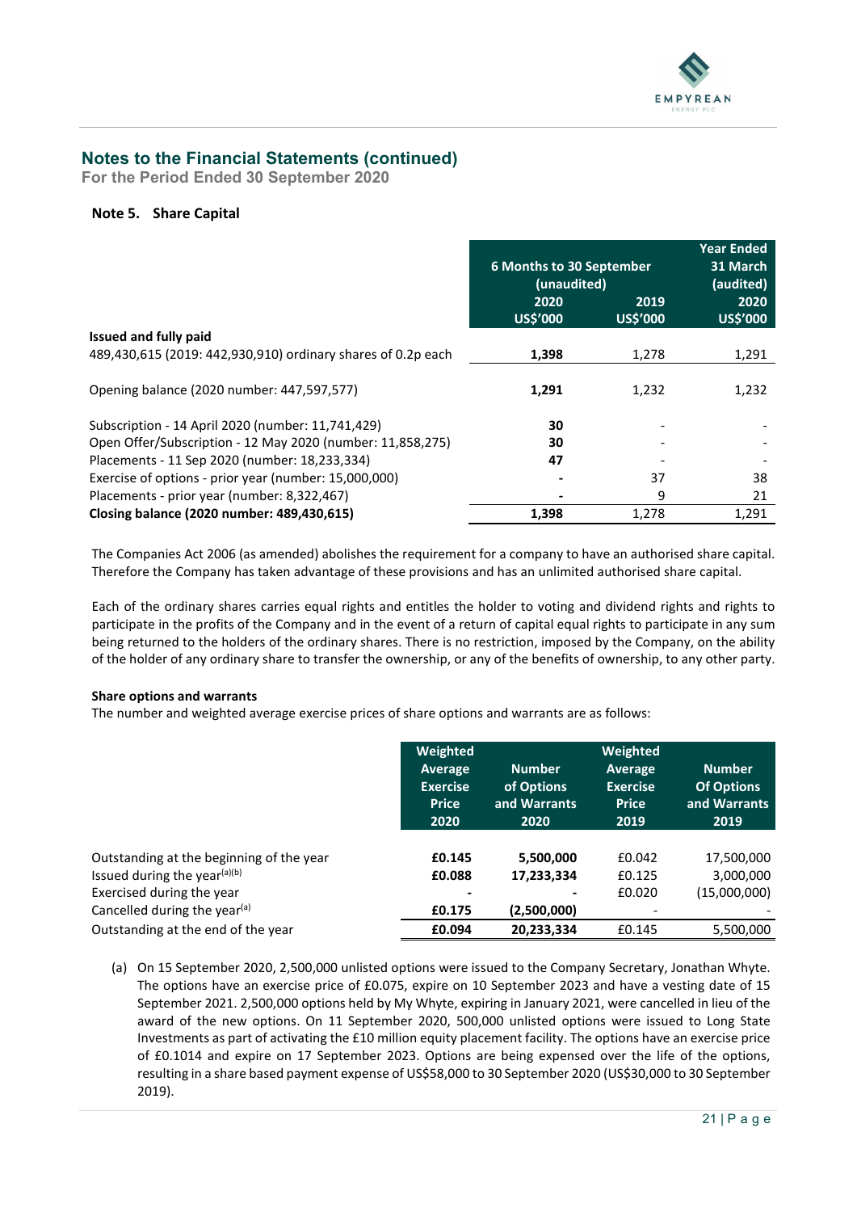## Notes to the Financial Statements (continued)

**For the Period Ended 30 September 2020**

### Note 5. Share Capital

| | 6 Months to 30 September (unaudited) 2020 US$'000 | 6 Months to 30 September (unaudited) 2019 US$'000 | Year Ended 31 March (audited) 2020 US$'000 |
|---|---|---|---|
| **Issued and fully paid** | | | |
| 489,430,615 (2019: 442,930,910) ordinary shares of 0.2p each | **1,398** | 1,278 | 1,291 |
| Opening balance (2020 number: 447,597,577) | **1,291** | 1,232 | 1,232 |
| Subscription - 14 April 2020 (number: 11,741,429) | **30** | - | - |
| Open Offer/Subscription - 12 May 2020 (number: 11,858,275) | **30** | - | - |
| Placements - 11 Sep 2020 (number: 18,233,334) | **47** | - | - |
| Exercise of options - prior year (number: 15,000,000) | **-** | 37 | 38 |
| Placements - prior year (number: 8,322,467) | **-** | 9 | 21 |
| **Closing balance (2020 number: 489,430,615)** | **1,398** | 1,278 | 1,291 |

The Companies Act 2006 (as amended) abolishes the requirement for a company to have an authorised share capital. Therefore the Company has taken advantage of these provisions and has an unlimited authorised share capital.

Each of the ordinary shares carries equal rights and entitles the holder to voting and dividend rights and rights to participate in the profits of the Company and in the event of a return of capital equal rights to participate in any sum being returned to the holders of the ordinary shares. There is no restriction, imposed by the Company, on the ability of the holder of any ordinary share to transfer the ownership, or any of the benefits of ownership, to any other party.

**Share options and warrants**

The number and weighted average exercise prices of share options and warrants are as follows:

| | Weighted Average Exercise Price 2020 | Number of Options and Warrants 2020 | Weighted Average Exercise Price 2019 | Number Of Options and Warrants 2019 |
|---|---|---|---|---|
| Outstanding at the beginning of the year | **£0.145** | **5,500,000** | £0.042 | 17,500,000 |
| Issued during the year[(a)(b)] | **£0.088** | **17,233,334** | £0.125 | 3,000,000 |
| Exercised during the year | **-** | **-** | £0.020 | (15,000,000) |
| Cancelled during the year[(a)] | **£0.175** | **(2,500,000)** | - | - |
| Outstanding at the end of the year | **£0.094** | **20,233,334** | £0.145 | 5,500,000 |

(a) On 15 September 2020, 2,500,000 unlisted options were issued to the Company Secretary, Jonathan Whyte. The options have an exercise price of £0.075, expire on 10 September 2023 and have a vesting date of 15 September 2021. 2,500,000 options held by My Whyte, expiring in January 2021, were cancelled in lieu of the award of the new options. On 11 September 2020, 500,000 unlisted options were issued to Long State Investments as part of activating the £10 million equity placement facility. The options have an exercise price of £0.1014 and expire on 17 September 2023. Options are being expensed over the life of the options, resulting in a share based payment expense of US$58,000 to 30 September 2020 (US$30,000 to 30 September 2019).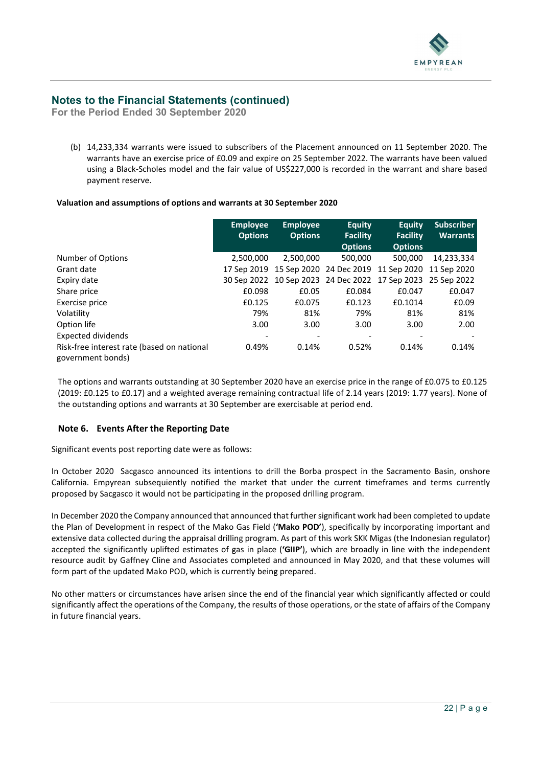## Notes to the Financial Statements (continued)

**For the Period Ended 30 September 2020**

(b) 14,233,334 warrants were issued to subscribers of the Placement announced on 11 September 2020. The warrants have an exercise price of £0.09 and expire on 25 September 2022. The warrants have been valued using a Black-Scholes model and the fair value of US$227,000 is recorded in the warrant and share based payment reserve.

**Valuation and assumptions of options and warrants at 30 September 2020**

| | Employee Options | Employee Options | Equity Facility Options | Equity Facility Options | Subscriber Warrants |
|---|---|---|---|---|---|
| Number of Options | 2,500,000 | 2,500,000 | 500,000 | 500,000 | 14,233,334 |
| Grant date | 17 Sep 2019 | 15 Sep 2020 | 24 Dec 2019 | 11 Sep 2020 | 11 Sep 2020 |
| Expiry date | 30 Sep 2022 | 10 Sep 2023 | 24 Dec 2022 | 17 Sep 2023 | 25 Sep 2022 |
| Share price | £0.098 | £0.05 | £0.084 | £0.047 | £0.047 |
| Exercise price | £0.125 | £0.075 | £0.123 | £0.1014 | £0.09 |
| Volatility | 79% | 81% | 79% | 81% | 81% |
| Option life | 3.00 | 3.00 | 3.00 | 3.00 | 2.00 |
| Expected dividends | - | - | - | - | - |
| Risk-free interest rate (based on national government bonds) | 0.49% | 0.14% | 0.52% | 0.14% | 0.14% |

The options and warrants outstanding at 30 September 2020 have an exercise price in the range of £0.075 to £0.125 (2019: £0.125 to £0.17) and a weighted average remaining contractual life of 2.14 years (2019: 1.77 years). None of the outstanding options and warrants at 30 September are exercisable at period end.

### Note 6. Events After the Reporting Date

Significant events post reporting date were as follows:

In October 2020 Sacgasco announced its intentions to drill the Borba prospect in the Sacramento Basin, onshore California. Empyrean subsequently notified the market that under the current timeframes and terms currently proposed by Sacgasco it would not be participating in the proposed drilling program.

In December 2020 the Company announced that announced that further significant work had been completed to update the Plan of Development in respect of the Mako Gas Field (**'Mako POD'**), specifically by incorporating important and extensive data collected during the appraisal drilling program. As part of this work SKK Migas (the Indonesian regulator) accepted the significantly uplifted estimates of gas in place (**'GIIP'**), which are broadly in line with the independent resource audit by Gaffney Cline and Associates completed and announced in May 2020, and that these volumes will form part of the updated Mako POD, which is currently being prepared.

No other matters or circumstances have arisen since the end of the financial year which significantly affected or could significantly affect the operations of the Company, the results of those operations, or the state of affairs of the Company in future financial years.